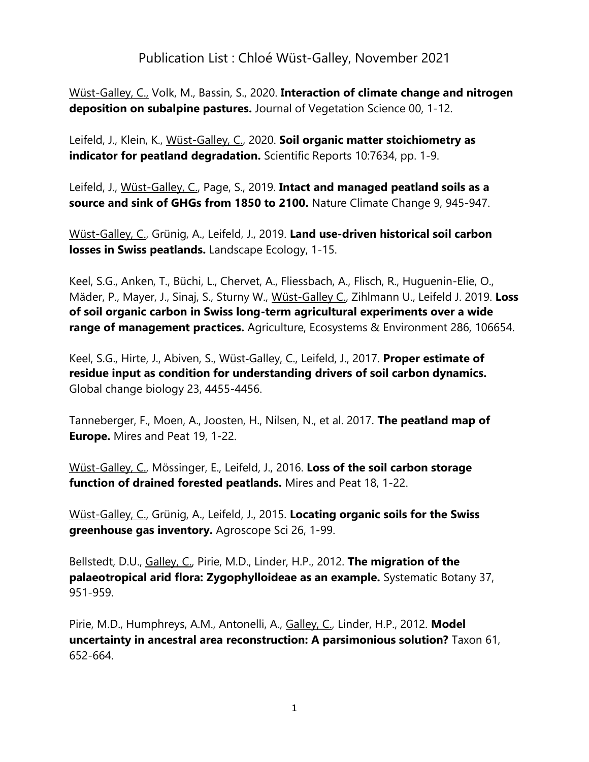# Publication List : Chloé Wüst-Galley, November 2021

<u>Wüst-Galley, C.,</u> Volk, M., Bassin, S., 2020. **Interaction of climate change and nitrogen deposition on subalpine pastures.** Journal of Vegetation Science 00, 1-12.

Leifeld, J., Klein, K., <u>Wüst-Galley, C.</u>, 2020. **Soil organic matter stoichiometry as indicator for peatland degradation.** Scientific Reports 10:7634, pp. 1-9.

Leifeld, J., <u>Wüst-Galley, C.</u>, Page, S., 2019. **Intact and managed peatland soils as a source and sink of GHGs from 1850 to 2100.** Nature Climate Change 9, 945-947.

<u>Wüst-Galley, C.</u>, Grünig, A., Leifeld, J., 2019. **Land use-driven historical soil carbon losses in Swiss peatlands.** Landscape Ecology, 1-15.

Keel, S.G., Anken, T., Büchi, L., Chervet, A., Fliessbach, A., Flisch, R., Huguenin-Elie, O., Mäder, P., Mayer, J., Sinaj, S., Sturny W., <u>Wüst-Galley C.</u>, Zihlmann U., Leifeld J. 2019. **Loss of soil organic carbon in Swiss long-term agricultural experiments over a wide range of management practices.** Agriculture, Ecosystems & Environment 286, 106654.

Keel, S.G., Hirte, J., Abiven, S., <u>Wüst-Galley, C.</u>, Leifeld, J., 2017. **Proper estimate of residue input as condition for understanding drivers of soil carbon dynamics.** Global change biology 23, 4455-4456.

Tanneberger, F., Moen, A., Joosten, H., Nilsen, N., et al. 2017. **The peatland map of Europe.** Mires and Peat 19, 1-22.

<u>Wüst-Galley, C.</u>, Mössinger, E., Leifeld, J., 2016. **Loss of the soil carbon storage function of drained forested peatlands.** Mires and Peat 18, 1-22.

<u>Wüst-Galley, C.</u>, Grünig, A., Leifeld, J., 2015. **Locating organic soils for the Swiss greenhouse gas inventory.** Agroscope Sci 26, 1-99.

Bellstedt, D.U., <u>Galley, C.</u>, Pirie, M.D., Linder, H.P., 2012. **The migration of the palaeotropical arid flora: Zygophylloideae as an example.** Systematic Botany 37, 951-959.

Pirie, M.D., Humphreys, A.M., Antonelli, A., <u>Galley, C.</u>, Linder, H.P., 2012. **Model uncertainty in ancestral area reconstruction: A parsimonious solution?** Taxon 61, 652-664.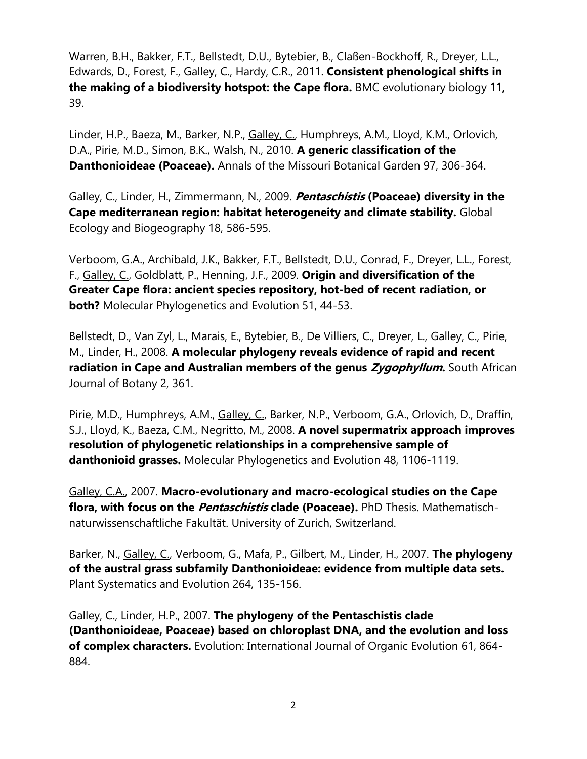Warren, B.H., Bakker, F.T., Bellstedt, D.U., Bytebier, B., Claßen-Bockhoff, R., Dreyer, L.L., Edwards, D., Forest, F., Galley, C., Hardy, C.R., 2011. **Consistent phenological shifts in the making of a biodiversity hotspot: the Cape flora.** BMC evolutionary biology 11, 39.

Linder, H.P., Baeza, M., Barker, N.P., Galley, C., Humphreys, A.M., Lloyd, K.M., Orlovich, D.A., Pirie, M.D., Simon, B.K., Walsh, N., 2010. **A generic classification of the Danthonioideae (Poaceae).** Annals of the Missouri Botanical Garden 97, 306-364.

Galley, C., Linder, H., Zimmermann, N., 2009. ***Pentaschistis* (Poaceae) diversity in the Cape mediterranean region: habitat heterogeneity and climate stability.** Global Ecology and Biogeography 18, 586-595.

Verboom, G.A., Archibald, J.K., Bakker, F.T., Bellstedt, D.U., Conrad, F., Dreyer, L.L., Forest, F., Galley, C., Goldblatt, P., Henning, J.F., 2009. **Origin and diversification of the Greater Cape flora: ancient species repository, hot-bed of recent radiation, or both?** Molecular Phylogenetics and Evolution 51, 44-53.

Bellstedt, D., Van Zyl, L., Marais, E., Bytebier, B., De Villiers, C., Dreyer, L., Galley, C., Pirie, M., Linder, H., 2008. **A molecular phylogeny reveals evidence of rapid and recent radiation in Cape and Australian members of the genus *Zygophyllum*.** South African Journal of Botany 2, 361.

Pirie, M.D., Humphreys, A.M., Galley, C., Barker, N.P., Verboom, G.A., Orlovich, D., Draffin, S.J., Lloyd, K., Baeza, C.M., Negritto, M., 2008. **A novel supermatrix approach improves resolution of phylogenetic relationships in a comprehensive sample of danthonioid grasses.** Molecular Phylogenetics and Evolution 48, 1106-1119.

Galley, C.A., 2007. **Macro-evolutionary and macro-ecological studies on the Cape flora, with focus on the *Pentaschistis* clade (Poaceae).** PhD Thesis. Mathematisch-naturwissenschaftliche Fakultät. University of Zurich, Switzerland.

Barker, N., Galley, C., Verboom, G., Mafa, P., Gilbert, M., Linder, H., 2007. **The phylogeny of the austral grass subfamily Danthonioideae: evidence from multiple data sets.** Plant Systematics and Evolution 264, 135-156.

Galley, C., Linder, H.P., 2007. **The phylogeny of the Pentaschistis clade (Danthonioideae, Poaceae) based on chloroplast DNA, and the evolution and loss of complex characters.** Evolution: International Journal of Organic Evolution 61, 864-884.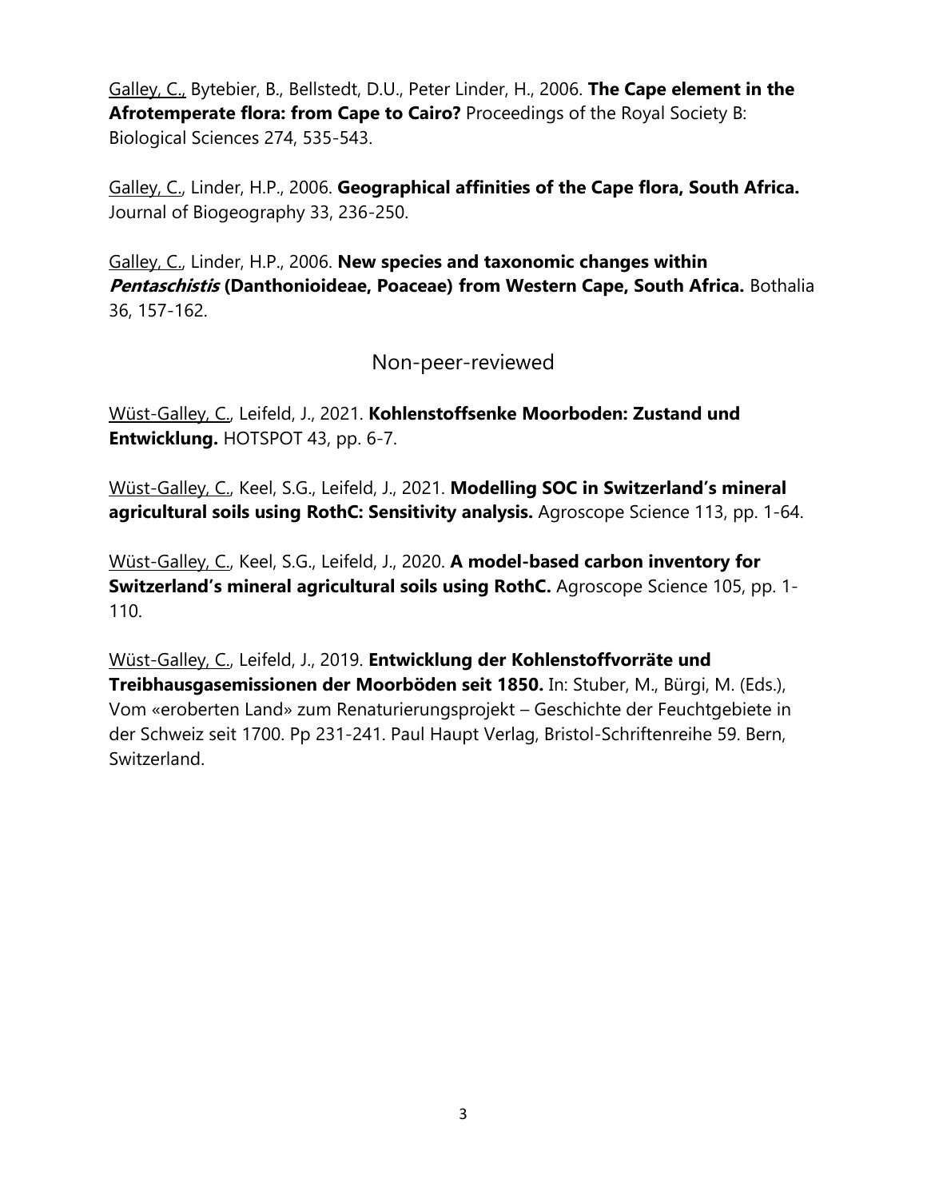Galley, C., Bytebier, B., Bellstedt, D.U., Peter Linder, H., 2006. **The Cape element in the Afrotemperate flora: from Cape to Cairo?** Proceedings of the Royal Society B: Biological Sciences 274, 535-543.

Galley, C., Linder, H.P., 2006. **Geographical affinities of the Cape flora, South Africa.** Journal of Biogeography 33, 236-250.

Galley, C., Linder, H.P., 2006. **New species and taxonomic changes within *Pentaschistis* (Danthonioideae, Poaceae) from Western Cape, South Africa.** Bothalia 36, 157-162.

## Non-peer-reviewed

Wüst-Galley, C., Leifeld, J., 2021. **Kohlenstoffsenke Moorboden: Zustand und Entwicklung.** HOTSPOT 43, pp. 6-7.

Wüst-Galley, C., Keel, S.G., Leifeld, J., 2021. **Modelling SOC in Switzerland's mineral agricultural soils using RothC: Sensitivity analysis.** Agroscope Science 113, pp. 1-64.

Wüst-Galley, C., Keel, S.G., Leifeld, J., 2020. **A model-based carbon inventory for Switzerland's mineral agricultural soils using RothC.** Agroscope Science 105, pp. 1-110.

Wüst-Galley, C., Leifeld, J., 2019. **Entwicklung der Kohlenstoffvorräte und Treibhausgasemissionen der Moorböden seit 1850.** In: Stuber, M., Bürgi, M. (Eds.), Vom «eroberten Land» zum Renaturierungsprojekt – Geschichte der Feuchtgebiete in der Schweiz seit 1700. Pp 231-241. Paul Haupt Verlag, Bristol-Schriftenreihe 59. Bern, Switzerland.